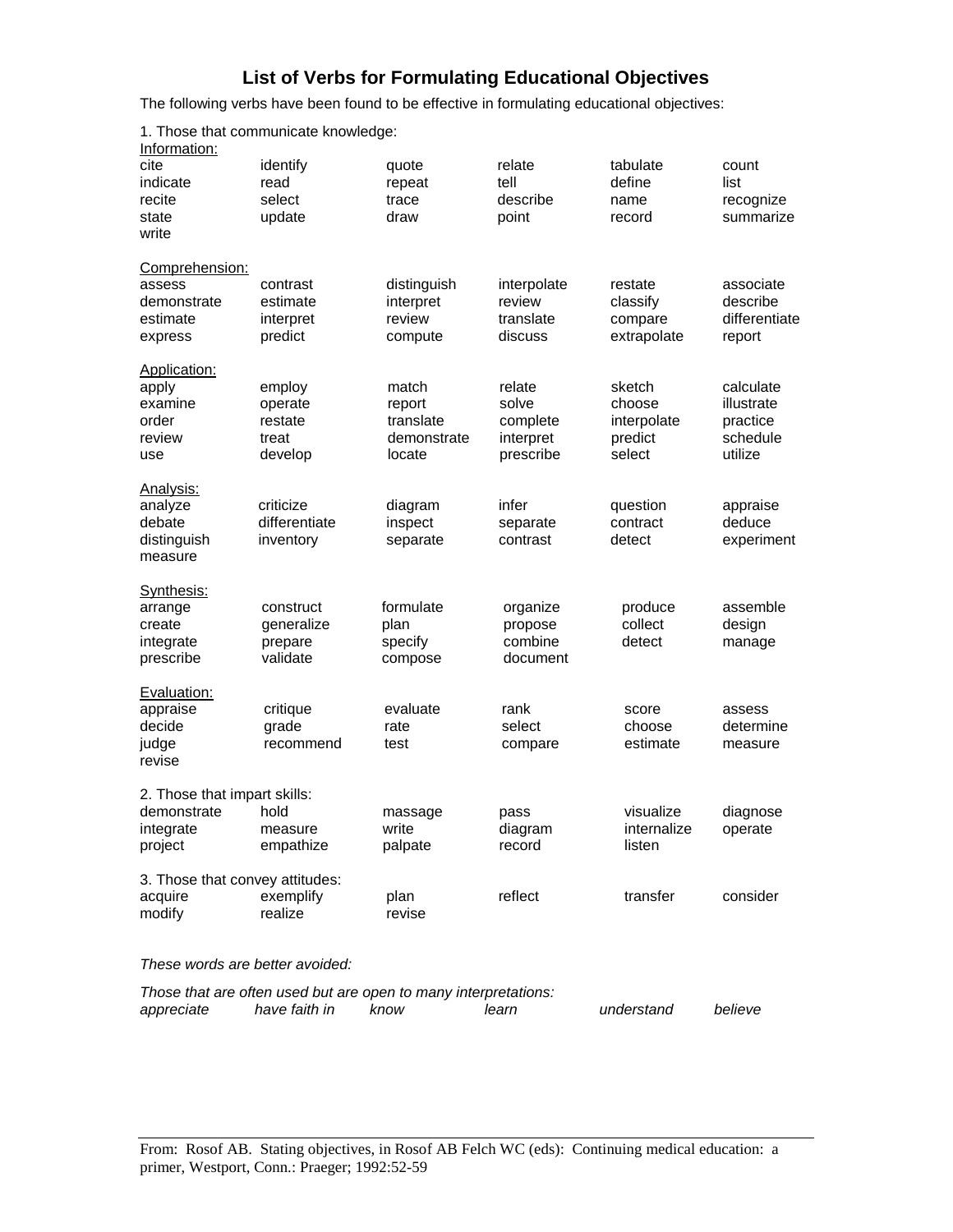# List of Verbs for Formulating Educational Objectives

The following verbs have been found to be effective in formulating educational objectives:

1. Those that communicate knowledge:

Information:

| | | | | | |
|---|---|---|---|---|---|
| cite | identify | quote | relate | tabulate | count |
| indicate | read | repeat | tell | define | list |
| recite | select | trace | describe | name | recognize |
| state | update | draw | point | record | summarize |
| write | | | | | |

Comprehension:

| | | | | | |
|---|---|---|---|---|---|
| assess | contrast | distinguish | interpolate | restate | associate |
| demonstrate | estimate | interpret | review | classify | describe |
| estimate | interpret | review | translate | compare | differentiate |
| express | predict | compute | discuss | extrapolate | report |

Application:

| | | | | | |
|---|---|---|---|---|---|
| apply | employ | match | relate | sketch | calculate |
| examine | operate | report | solve | choose | illustrate |
| order | restate | translate | complete | interpolate | practice |
| review | treat | demonstrate | interpret | predict | schedule |
| use | develop | locate | prescribe | select | utilize |

Analysis:

| | | | | | |
|---|---|---|---|---|---|
| analyze | criticize | diagram | infer | question | appraise |
| debate | differentiate | inspect | separate | contract | deduce |
| distinguish | inventory | separate | contrast | detect | experiment |
| measure | | | | | |

Synthesis:

| | | | | | |
|---|---|---|---|---|---|
| arrange | construct | formulate | organize | produce | assemble |
| create | generalize | plan | propose | collect | design |
| integrate | prepare | specify | combine | detect | manage |
| prescribe | validate | compose | document | | |

Evaluation:

| | | | | | |
|---|---|---|---|---|---|
| appraise | critique | evaluate | rank | score | assess |
| decide | grade | rate | select | choose | determine |
| judge | recommend | test | compare | estimate | measure |
| revise | | | | | |

2. Those that impart skills:

| | | | | | |
|---|---|---|---|---|---|
| demonstrate | hold | massage | pass | visualize | diagnose |
| integrate | measure | write | diagram | internalize | operate |
| project | empathize | palpate | record | listen | |

3. Those that convey attitudes:

| | | | | | |
|---|---|---|---|---|---|
| acquire | exemplify | plan | reflect | transfer | consider |
| modify | realize | revise | | | |

*These words are better avoided:*

*Those that are often used but are open to many interpretations:*

| | | | | | |
|---|---|---|---|---|---|
| *appreciate* | *have faith in* | *know* | *learn* | *understand* | *believe* |

From: Rosof AB. Stating objectives, in Rosof AB Felch WC (eds): Continuing medical education: a primer, Westport, Conn.: Praeger; 1992:52-59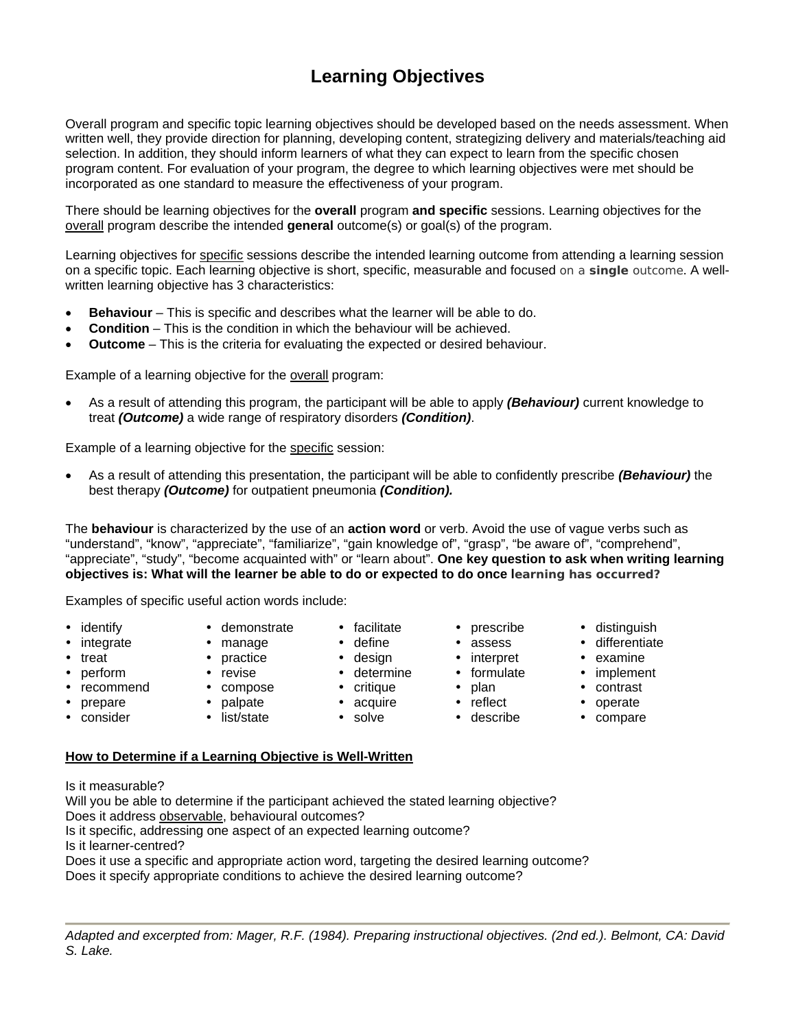# Learning Objectives

Overall program and specific topic learning objectives should be developed based on the needs assessment. When written well, they provide direction for planning, developing content, strategizing delivery and materials/teaching aid selection. In addition, they should inform learners of what they can expect to learn from the specific chosen program content. For evaluation of your program, the degree to which learning objectives were met should be incorporated as one standard to measure the effectiveness of your program.

There should be learning objectives for the **overall** program **and specific** sessions. Learning objectives for the <u>overall</u> program describe the intended **general** outcome(s) or goal(s) of the program.

Learning objectives for <u>specific</u> sessions describe the intended learning outcome from attending a learning session on a specific topic. Each learning objective is short, specific, measurable and focused on a **single** outcome. A well-written learning objective has 3 characteristics:

- **Behaviour** – This is specific and describes what the learner will be able to do.
- **Condition** – This is the condition in which the behaviour will be achieved.
- **Outcome** – This is the criteria for evaluating the expected or desired behaviour.

Example of a learning objective for the <u>overall</u> program:

- As a result of attending this program, the participant will be able to apply ***(Behaviour)*** current knowledge to treat ***(Outcome)*** a wide range of respiratory disorders ***(Condition)***.

Example of a learning objective for the <u>specific</u> session:

- As a result of attending this presentation, the participant will be able to confidently prescribe ***(Behaviour)*** the best therapy ***(Outcome)*** for outpatient pneumonia ***(Condition).***

The **behaviour** is characterized by the use of an **action word** or verb. Avoid the use of vague verbs such as "understand", "know", "appreciate", "familiarize", "gain knowledge of", "grasp", "be aware of", "comprehend", "appreciate", "study", "become acquainted with" or "learn about". **One key question to ask when writing learning objectives is: What will the learner be able to do or expected to do once learning has occurred?**

Examples of specific useful action words include:

- identify
- integrate
- treat
- perform
- recommend
- prepare
- consider
- demonstrate
- manage
- practice
- revise
- compose
- palpate
- list/state
- facilitate
- define
- design
- determine
- critique
- acquire
- solve
- prescribe
- assess
- interpret
- formulate
- plan
- reflect
- describe
- distinguish
- differentiate
- examine
- implement
- contrast
- operate
- compare

**<u>How to Determine if a Learning Objective is Well-Written</u>**

Is it measurable?
Will you be able to determine if the participant achieved the stated learning objective?
Does it address <u>observable</u>, behavioural outcomes?
Is it specific, addressing one aspect of an expected learning outcome?
Is it learner-centred?
Does it use a specific and appropriate action word, targeting the desired learning outcome?
Does it specify appropriate conditions to achieve the desired learning outcome?

---

*Adapted and excerpted from: Mager, R.F. (1984). Preparing instructional objectives. (2nd ed.). Belmont, CA: David S. Lake.*